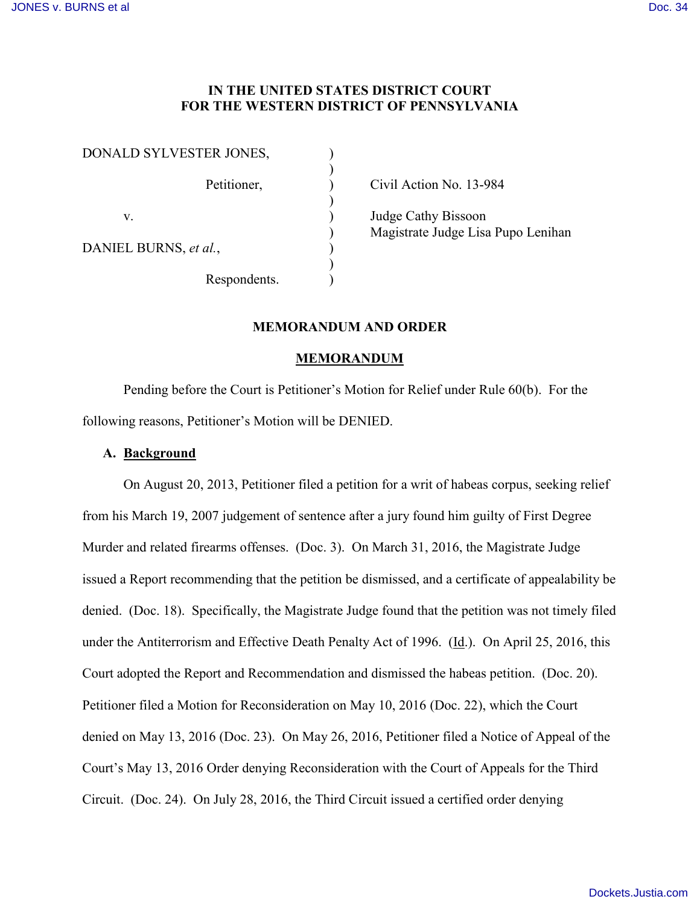**IN THE UNITED STATES DISTRICT COURT**
**FOR THE WESTERN DISTRICT OF PENNSYLVANIA**

| | | |
|---|---|---|
| DONALD SYLVESTER JONES, | ) | |
| Petitioner, | ) | Civil Action No. 13-984 |
| v. | ) | Judge Cathy Bissoon |
| | ) | Magistrate Judge Lisa Pupo Lenihan |
| DANIEL BURNS, *et al.*, | ) | |
| Respondents. | ) | |

**MEMORANDUM AND ORDER**

**MEMORANDUM**

Pending before the Court is Petitioner's Motion for Relief under Rule 60(b). For the following reasons, Petitioner's Motion will be DENIED.

**A. Background**

On August 20, 2013, Petitioner filed a petition for a writ of habeas corpus, seeking relief from his March 19, 2007 judgement of sentence after a jury found him guilty of First Degree Murder and related firearms offenses. (Doc. 3). On March 31, 2016, the Magistrate Judge issued a Report recommending that the petition be dismissed, and a certificate of appealability be denied. (Doc. 18). Specifically, the Magistrate Judge found that the petition was not timely filed under the Antiterrorism and Effective Death Penalty Act of 1996. (Id.). On April 25, 2016, this Court adopted the Report and Recommendation and dismissed the habeas petition. (Doc. 20). Petitioner filed a Motion for Reconsideration on May 10, 2016 (Doc. 22), which the Court denied on May 13, 2016 (Doc. 23). On May 26, 2016, Petitioner filed a Notice of Appeal of the Court's May 13, 2016 Order denying Reconsideration with the Court of Appeals for the Third Circuit. (Doc. 24). On July 28, 2016, the Third Circuit issued a certified order denying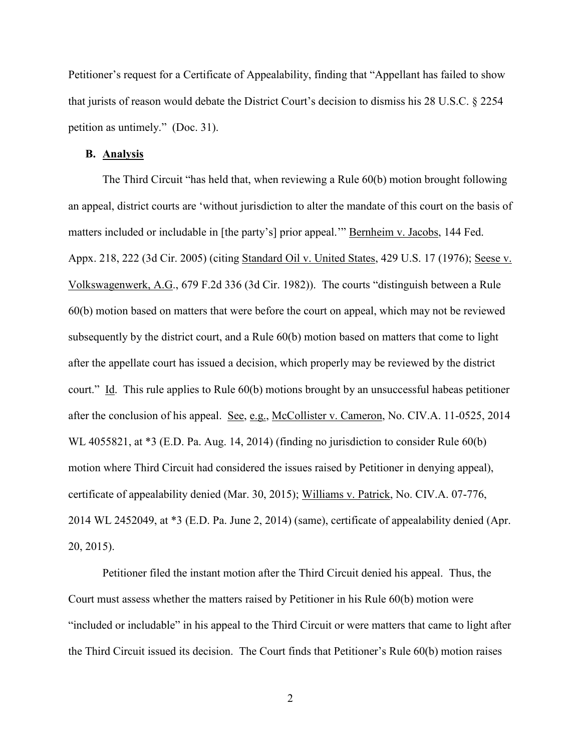Petitioner's request for a Certificate of Appealability, finding that "Appellant has failed to show that jurists of reason would debate the District Court's decision to dismiss his 28 U.S.C. § 2254 petition as untimely." (Doc. 31).

## B. Analysis

The Third Circuit "has held that, when reviewing a Rule 60(b) motion brought following an appeal, district courts are 'without jurisdiction to alter the mandate of this court on the basis of matters included or includable in [the party's] prior appeal.'" Bernheim v. Jacobs, 144 Fed. Appx. 218, 222 (3d Cir. 2005) (citing Standard Oil v. United States, 429 U.S. 17 (1976); Seese v. Volkswagenwerk, A.G., 679 F.2d 336 (3d Cir. 1982)). The courts "distinguish between a Rule 60(b) motion based on matters that were before the court on appeal, which may not be reviewed subsequently by the district court, and a Rule 60(b) motion based on matters that come to light after the appellate court has issued a decision, which properly may be reviewed by the district court." Id. This rule applies to Rule 60(b) motions brought by an unsuccessful habeas petitioner after the conclusion of his appeal. See, e.g., McCollister v. Cameron, No. CIV.A. 11-0525, 2014 WL 4055821, at *3 (E.D. Pa. Aug. 14, 2014) (finding no jurisdiction to consider Rule 60(b) motion where Third Circuit had considered the issues raised by Petitioner in denying appeal), certificate of appealability denied (Mar. 30, 2015); Williams v. Patrick, No. CIV.A. 07-776, 2014 WL 2452049, at *3 (E.D. Pa. June 2, 2014) (same), certificate of appealability denied (Apr. 20, 2015).

Petitioner filed the instant motion after the Third Circuit denied his appeal. Thus, the Court must assess whether the matters raised by Petitioner in his Rule 60(b) motion were "included or includable" in his appeal to the Third Circuit or were matters that came to light after the Third Circuit issued its decision. The Court finds that Petitioner's Rule 60(b) motion raises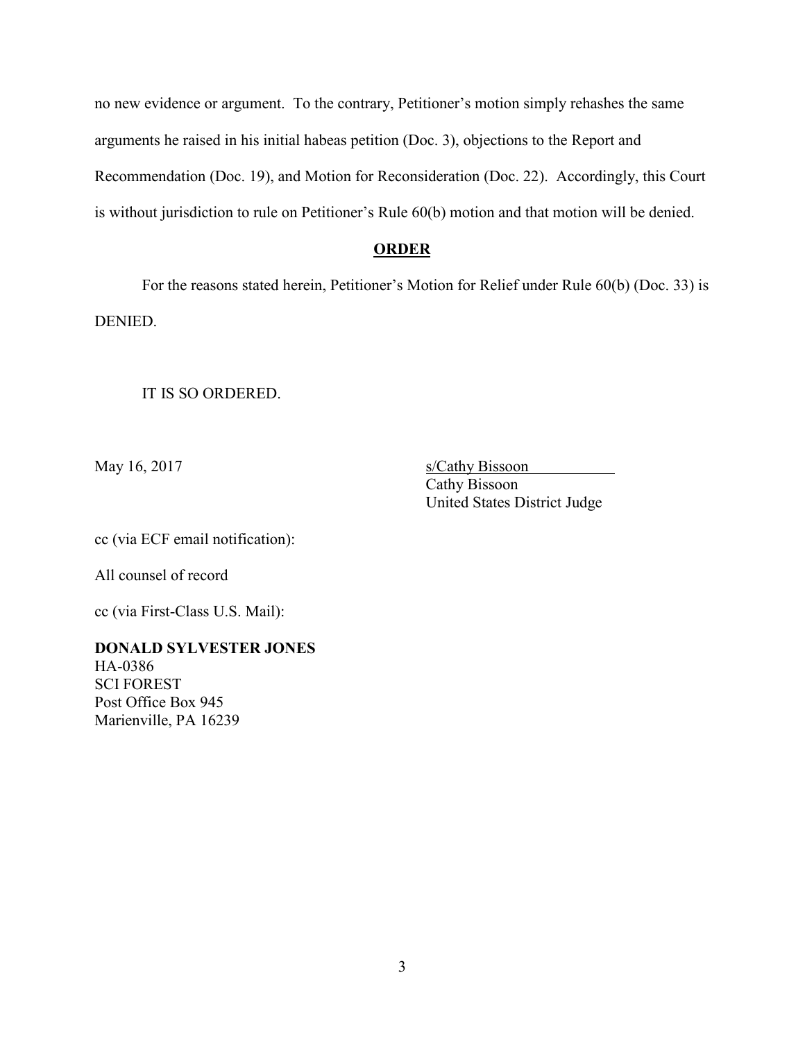no new evidence or argument. To the contrary, Petitioner's motion simply rehashes the same arguments he raised in his initial habeas petition (Doc. 3), objections to the Report and Recommendation (Doc. 19), and Motion for Reconsideration (Doc. 22). Accordingly, this Court is without jurisdiction to rule on Petitioner's Rule 60(b) motion and that motion will be denied.

## **ORDER**

For the reasons stated herein, Petitioner's Motion for Relief under Rule 60(b) (Doc. 33) is DENIED.

IT IS SO ORDERED.

May 16, 2017

s/Cathy Bissoon
Cathy Bissoon
United States District Judge

cc (via ECF email notification):

All counsel of record

cc (via First-Class U.S. Mail):

**DONALD SYLVESTER JONES**
HA-0386
SCI FOREST
Post Office Box 945
Marienville, PA 16239